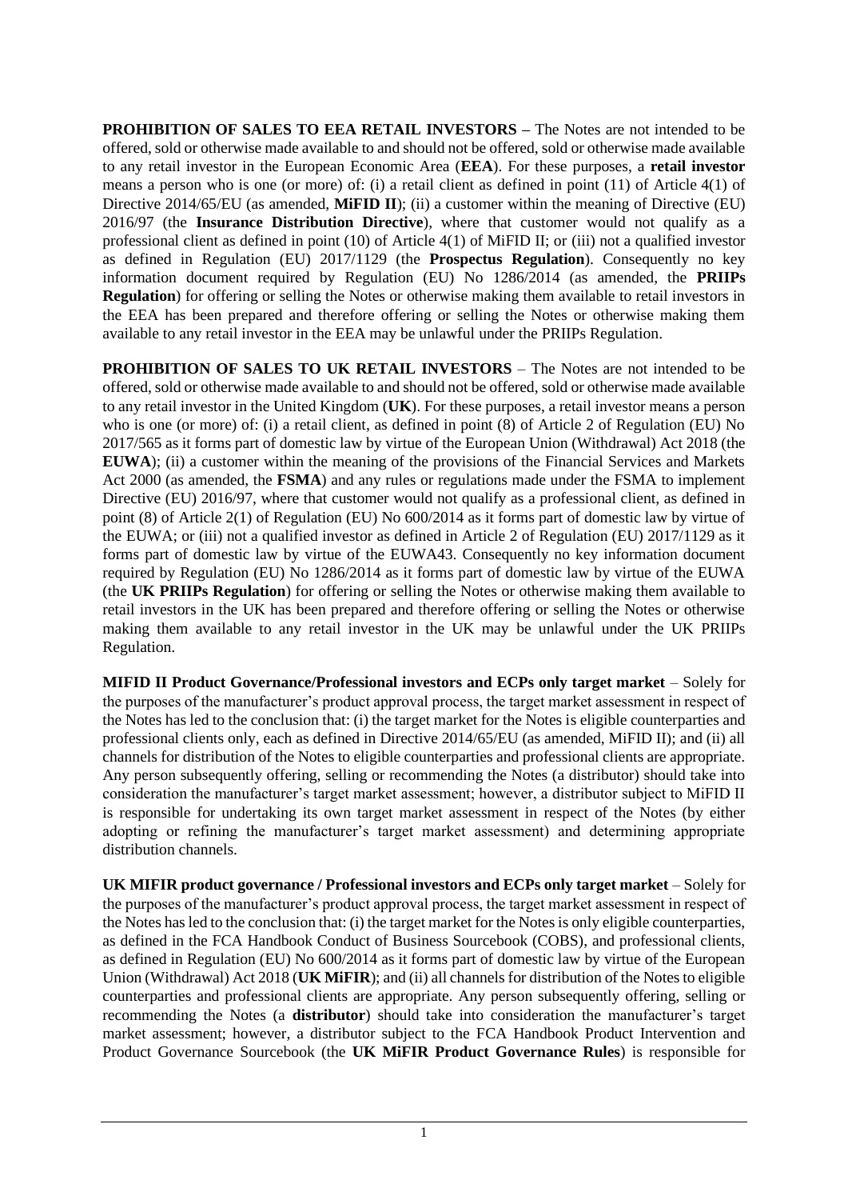**PROHIBITION OF SALES TO EEA RETAIL INVESTORS –** The Notes are not intended to be offered, sold or otherwise made available to and should not be offered, sold or otherwise made available to any retail investor in the European Economic Area (**EEA**). For these purposes, a **retail investor** means a person who is one (or more) of: (i) a retail client as defined in point (11) of Article 4(1) of Directive 2014/65/EU (as amended, **MiFID II**); (ii) a customer within the meaning of Directive (EU) 2016/97 (the **Insurance Distribution Directive**), where that customer would not qualify as a professional client as defined in point (10) of Article 4(1) of MiFID II; or (iii) not a qualified investor as defined in Regulation (EU) 2017/1129 (the **Prospectus Regulation**). Consequently no key information document required by Regulation (EU) No 1286/2014 (as amended, the **PRIIPs Regulation**) for offering or selling the Notes or otherwise making them available to retail investors in the EEA has been prepared and therefore offering or selling the Notes or otherwise making them available to any retail investor in the EEA may be unlawful under the PRIIPs Regulation.

**PROHIBITION OF SALES TO UK RETAIL INVESTORS** – The Notes are not intended to be offered, sold or otherwise made available to and should not be offered, sold or otherwise made available to any retail investor in the United Kingdom (**UK**). For these purposes, a retail investor means a person who is one (or more) of: (i) a retail client, as defined in point (8) of Article 2 of Regulation (EU) No 2017/565 as it forms part of domestic law by virtue of the European Union (Withdrawal) Act 2018 (the **EUWA**); (ii) a customer within the meaning of the provisions of the Financial Services and Markets Act 2000 (as amended, the **FSMA**) and any rules or regulations made under the FSMA to implement Directive (EU) 2016/97, where that customer would not qualify as a professional client, as defined in point (8) of Article 2(1) of Regulation (EU) No 600/2014 as it forms part of domestic law by virtue of the EUWA; or (iii) not a qualified investor as defined in Article 2 of Regulation (EU) 2017/1129 as it forms part of domestic law by virtue of the EUWA43. Consequently no key information document required by Regulation (EU) No 1286/2014 as it forms part of domestic law by virtue of the EUWA (the **UK PRIIPs Regulation**) for offering or selling the Notes or otherwise making them available to retail investors in the UK has been prepared and therefore offering or selling the Notes or otherwise making them available to any retail investor in the UK may be unlawful under the UK PRIIPs Regulation.

**MIFID II Product Governance/Professional investors and ECPs only target market** – Solely for the purposes of the manufacturer's product approval process, the target market assessment in respect of the Notes has led to the conclusion that: (i) the target market for the Notes is eligible counterparties and professional clients only, each as defined in Directive 2014/65/EU (as amended, MiFID II); and (ii) all channels for distribution of the Notes to eligible counterparties and professional clients are appropriate. Any person subsequently offering, selling or recommending the Notes (a distributor) should take into consideration the manufacturer's target market assessment; however, a distributor subject to MiFID II is responsible for undertaking its own target market assessment in respect of the Notes (by either adopting or refining the manufacturer's target market assessment) and determining appropriate distribution channels.

**UK MIFIR product governance / Professional investors and ECPs only target market** – Solely for the purposes of the manufacturer's product approval process, the target market assessment in respect of the Notes has led to the conclusion that: (i) the target market for the Notes is only eligible counterparties, as defined in the FCA Handbook Conduct of Business Sourcebook (COBS), and professional clients, as defined in Regulation (EU) No 600/2014 as it forms part of domestic law by virtue of the European Union (Withdrawal) Act 2018 (**UK MiFIR**); and (ii) all channels for distribution of the Notes to eligible counterparties and professional clients are appropriate. Any person subsequently offering, selling or recommending the Notes (a **distributor**) should take into consideration the manufacturer's target market assessment; however, a distributor subject to the FCA Handbook Product Intervention and Product Governance Sourcebook (the **UK MiFIR Product Governance Rules**) is responsible for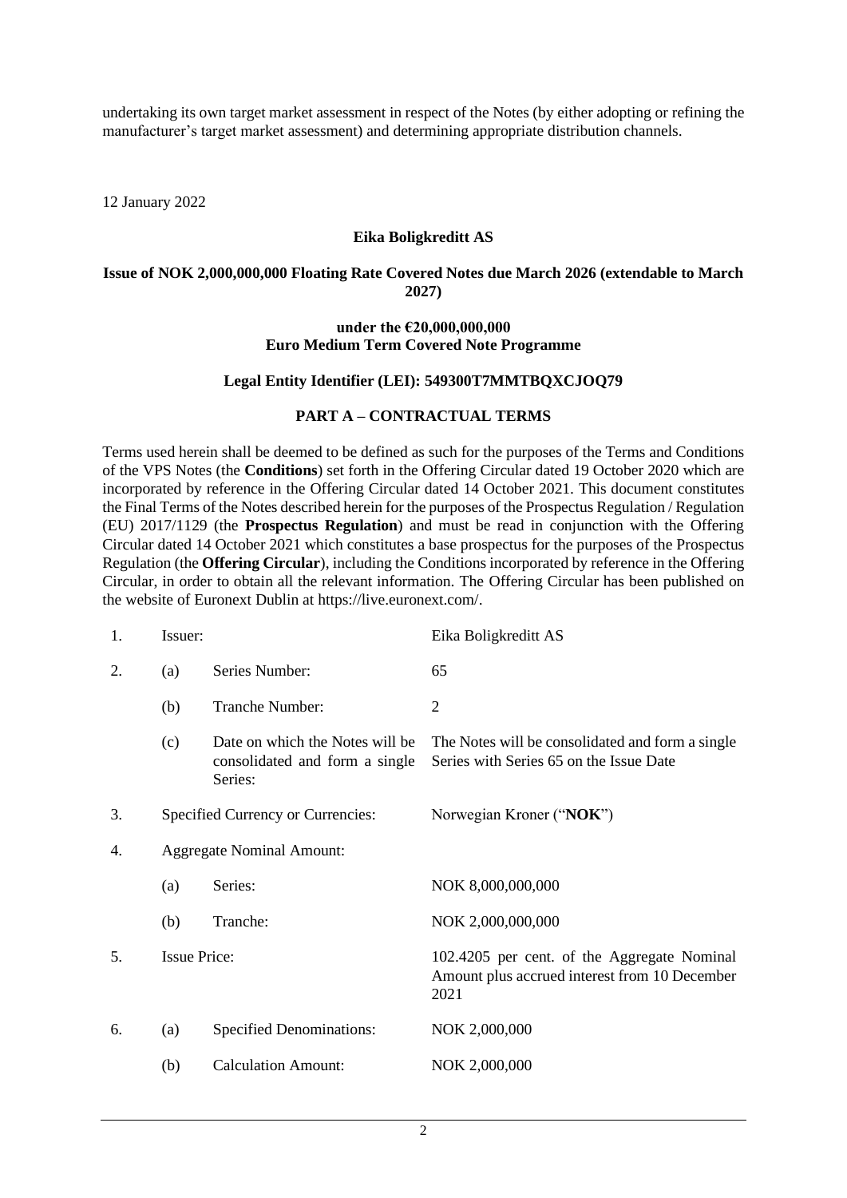undertaking its own target market assessment in respect of the Notes (by either adopting or refining the manufacturer's target market assessment) and determining appropriate distribution channels.

12 January 2022

**Eika Boligkreditt AS**

**Issue of NOK 2,000,000,000 Floating Rate Covered Notes due March 2026 (extendable to March 2027)**

**under the €20,000,000,000**
**Euro Medium Term Covered Note Programme**

**Legal Entity Identifier (LEI): 549300T7MMTBQXCJOQ79**

## PART A – CONTRACTUAL TERMS

Terms used herein shall be deemed to be defined as such for the purposes of the Terms and Conditions of the VPS Notes (the **Conditions**) set forth in the Offering Circular dated 19 October 2020 which are incorporated by reference in the Offering Circular dated 14 October 2021. This document constitutes the Final Terms of the Notes described herein for the purposes of the Prospectus Regulation / Regulation (EU) 2017/1129 (the **Prospectus Regulation**) and must be read in conjunction with the Offering Circular dated 14 October 2021 which constitutes a base prospectus for the purposes of the Prospectus Regulation (the **Offering Circular**), including the Conditions incorporated by reference in the Offering Circular, in order to obtain all the relevant information. The Offering Circular has been published on the website of Euronext Dublin at https://live.euronext.com/.

| | | | |
|---|---|---|---|
| 1. | Issuer: | | Eika Boligkreditt AS |
| 2. | (a) | Series Number: | 65 |
| | (b) | Tranche Number: | 2 |
| | (c) | Date on which the Notes will be consolidated and form a single Series: | The Notes will be consolidated and form a single Series with Series 65 on the Issue Date |
| 3. | Specified Currency or Currencies: | | Norwegian Kroner ("**NOK**") |
| 4. | Aggregate Nominal Amount: | | |
| | (a) | Series: | NOK 8,000,000,000 |
| | (b) | Tranche: | NOK 2,000,000,000 |
| 5. | Issue Price: | | 102.4205 per cent. of the Aggregate Nominal Amount plus accrued interest from 10 December 2021 |
| 6. | (a) | Specified Denominations: | NOK 2,000,000 |
| | (b) | Calculation Amount: | NOK 2,000,000 |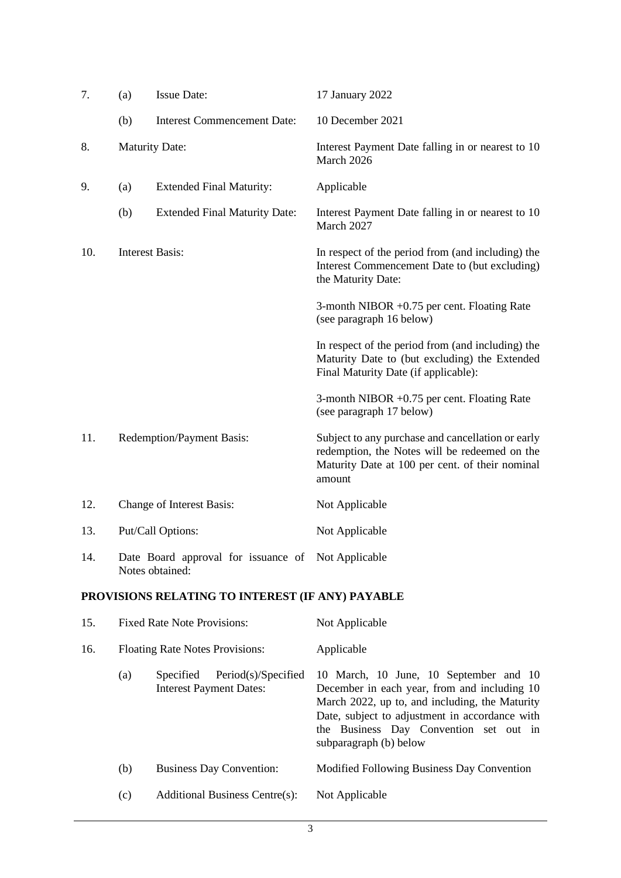| | | | |
|---|---|---|---|
| 7. | (a) | Issue Date: | 17 January 2022 |
| | (b) | Interest Commencement Date: | 10 December 2021 |
| 8. | Maturity Date: | | Interest Payment Date falling in or nearest to 10 March 2026 |
| 9. | (a) | Extended Final Maturity: | Applicable |
| | (b) | Extended Final Maturity Date: | Interest Payment Date falling in or nearest to 10 March 2027 |
| 10. | Interest Basis: | | In respect of the period from (and including) the Interest Commencement Date to (but excluding) the Maturity Date:<br><br>3-month NIBOR +0.75 per cent. Floating Rate (see paragraph 16 below)<br><br>In respect of the period from (and including) the Maturity Date to (but excluding) the Extended Final Maturity Date (if applicable):<br><br>3-month NIBOR +0.75 per cent. Floating Rate (see paragraph 17 below) |
| 11. | Redemption/Payment Basis: | | Subject to any purchase and cancellation or early redemption, the Notes will be redeemed on the Maturity Date at 100 per cent. of their nominal amount |
| 12. | Change of Interest Basis: | | Not Applicable |
| 13. | Put/Call Options: | | Not Applicable |
| 14. | Date Board approval for issuance of Notes obtained: | | Not Applicable |

**PROVISIONS RELATING TO INTEREST (IF ANY) PAYABLE**

| | | | |
|---|---|---|---|
| 15. | Fixed Rate Note Provisions: | | Not Applicable |
| 16. | Floating Rate Notes Provisions: | | Applicable |
| | (a) | Specified Period(s)/Specified Interest Payment Dates: | 10 March, 10 June, 10 September and 10 December in each year, from and including 10 March 2022, up to, and including, the Maturity Date, subject to adjustment in accordance with the Business Day Convention set out in subparagraph (b) below |
| | (b) | Business Day Convention: | Modified Following Business Day Convention |
| | (c) | Additional Business Centre(s): | Not Applicable |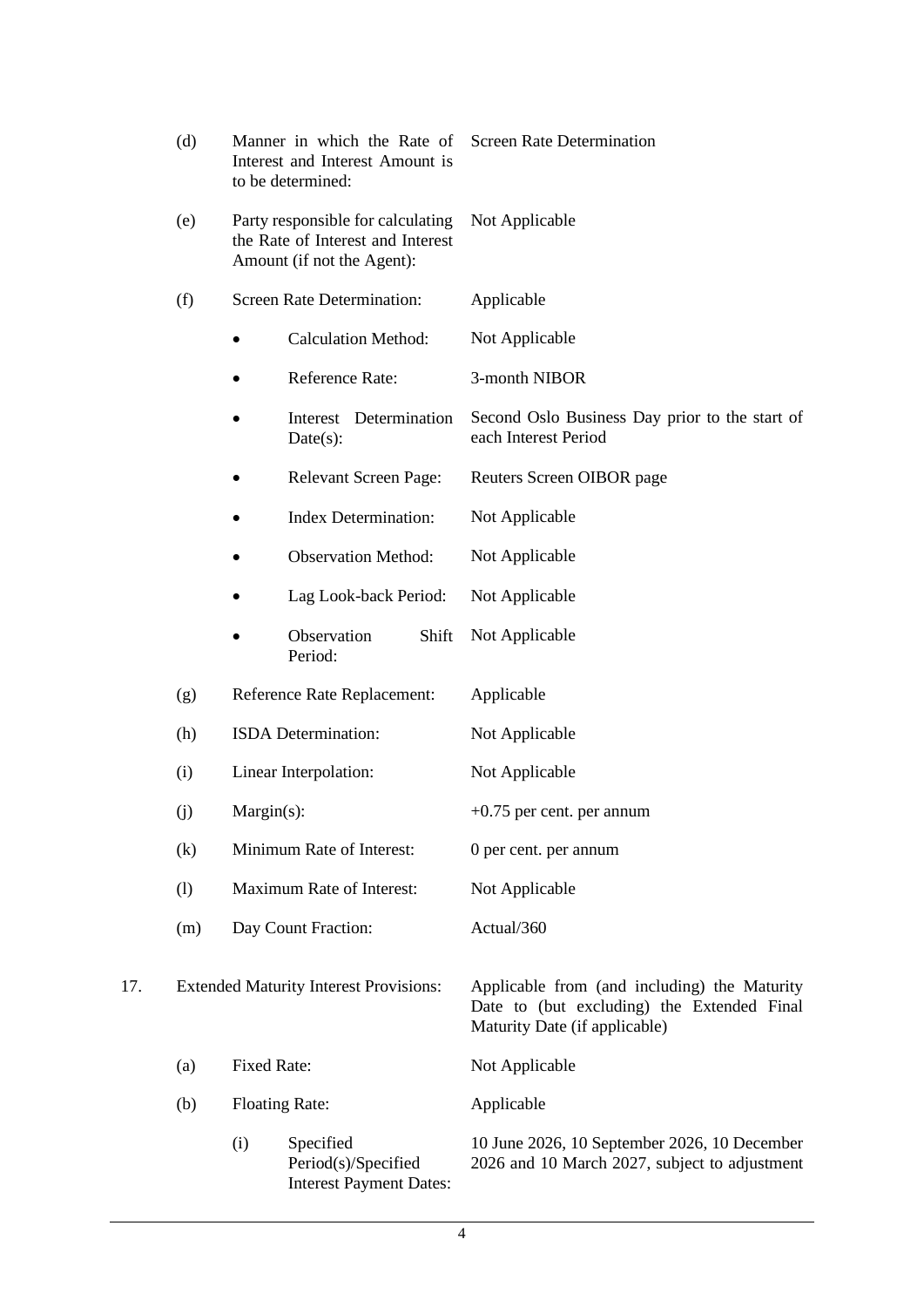| | | | |
|---|---|---|---|
| (d) | Manner in which the Rate of Interest and Interest Amount is to be determined: | | Screen Rate Determination |
| (e) | Party responsible for calculating the Rate of Interest and Interest Amount (if not the Agent): | | Not Applicable |
| (f) | Screen Rate Determination: | | Applicable |
| | • | Calculation Method: | Not Applicable |
| | • | Reference Rate: | 3-month NIBOR |
| | • | Interest Determination Date(s): | Second Oslo Business Day prior to the start of each Interest Period |
| | • | Relevant Screen Page: | Reuters Screen OIBOR page |
| | • | Index Determination: | Not Applicable |
| | • | Observation Method: | Not Applicable |
| | • | Lag Look-back Period: | Not Applicable |
| | • | Observation Shift Period: | Not Applicable |
| (g) | Reference Rate Replacement: | | Applicable |
| (h) | ISDA Determination: | | Not Applicable |
| (i) | Linear Interpolation: | | Not Applicable |
| (j) | Margin(s): | | +0.75 per cent. per annum |
| (k) | Minimum Rate of Interest: | | 0 per cent. per annum |
| (l) | Maximum Rate of Interest: | | Not Applicable |
| (m) | Day Count Fraction: | | Actual/360 |

| | | | |
|---|---|---|---|
| 17. | Extended Maturity Interest Provisions: | | Applicable from (and including) the Maturity Date to (but excluding) the Extended Final Maturity Date (if applicable) |
| (a) | Fixed Rate: | | Not Applicable |
| (b) | Floating Rate: | | Applicable |
| | (i) | Specified Period(s)/Specified Interest Payment Dates: | 10 June 2026, 10 September 2026, 10 December 2026 and 10 March 2027, subject to adjustment |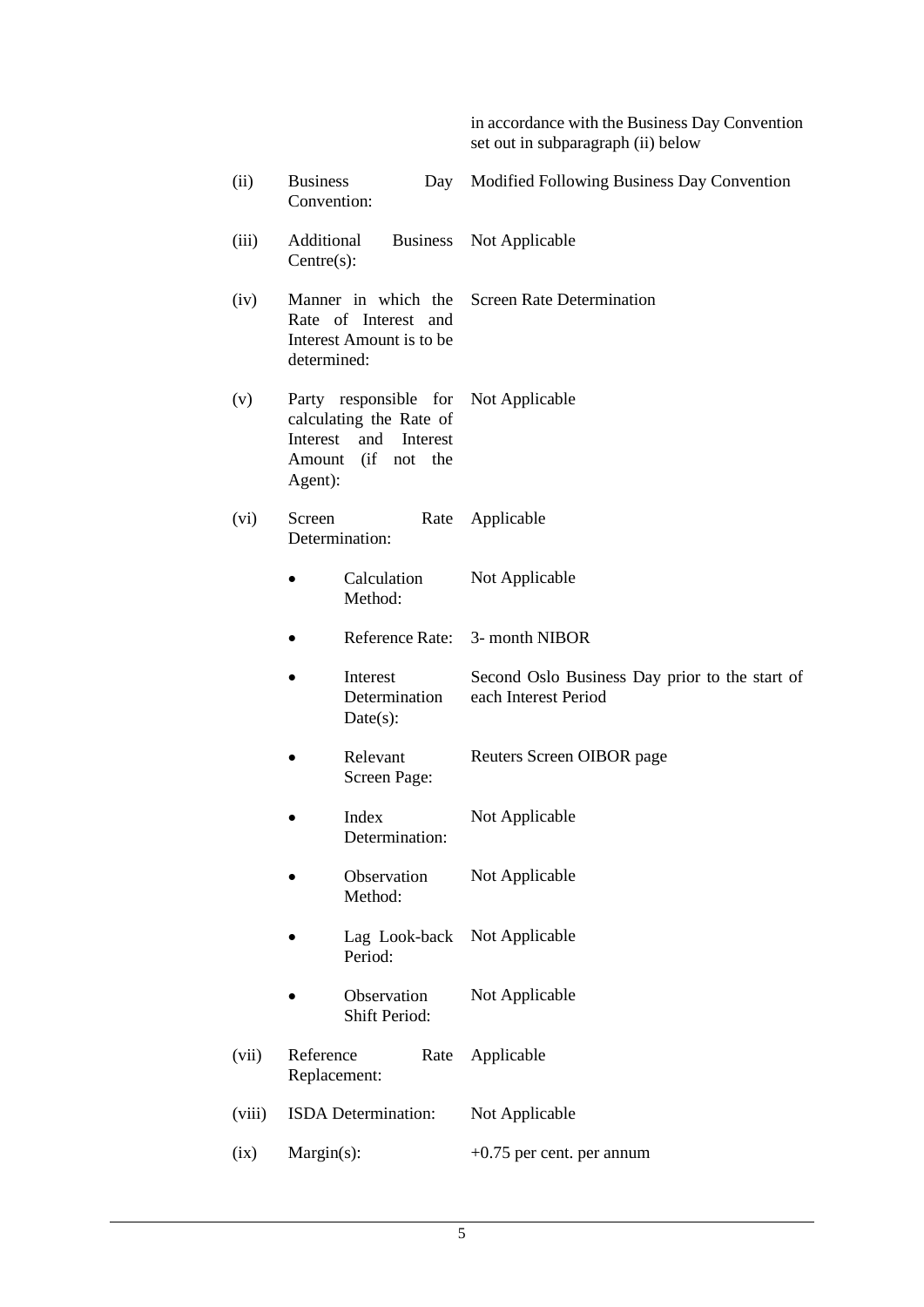| | | |
|---|---|---|
| | | in accordance with the Business Day Convention set out in subparagraph (ii) below |
| (ii) | Business Day Convention: | Modified Following Business Day Convention |
| (iii) | Additional Business Centre(s): | Not Applicable |
| (iv) | Manner in which the Rate of Interest and Interest Amount is to be determined: | Screen Rate Determination |
| (v) | Party responsible for calculating the Rate of Interest and Interest Amount (if not the Agent): | Not Applicable |
| (vi) | Screen Rate Determination: | Applicable |
| | • Calculation Method: | Not Applicable |
| | • Reference Rate: | 3- month NIBOR |
| | • Interest Determination Date(s): | Second Oslo Business Day prior to the start of each Interest Period |
| | • Relevant Screen Page: | Reuters Screen OIBOR page |
| | • Index Determination: | Not Applicable |
| | • Observation Method: | Not Applicable |
| | • Lag Look-back Period: | Not Applicable |
| | • Observation Shift Period: | Not Applicable |
| (vii) | Reference Rate Replacement: | Applicable |
| (viii) | ISDA Determination: | Not Applicable |
| (ix) | Margin(s): | +0.75 per cent. per annum |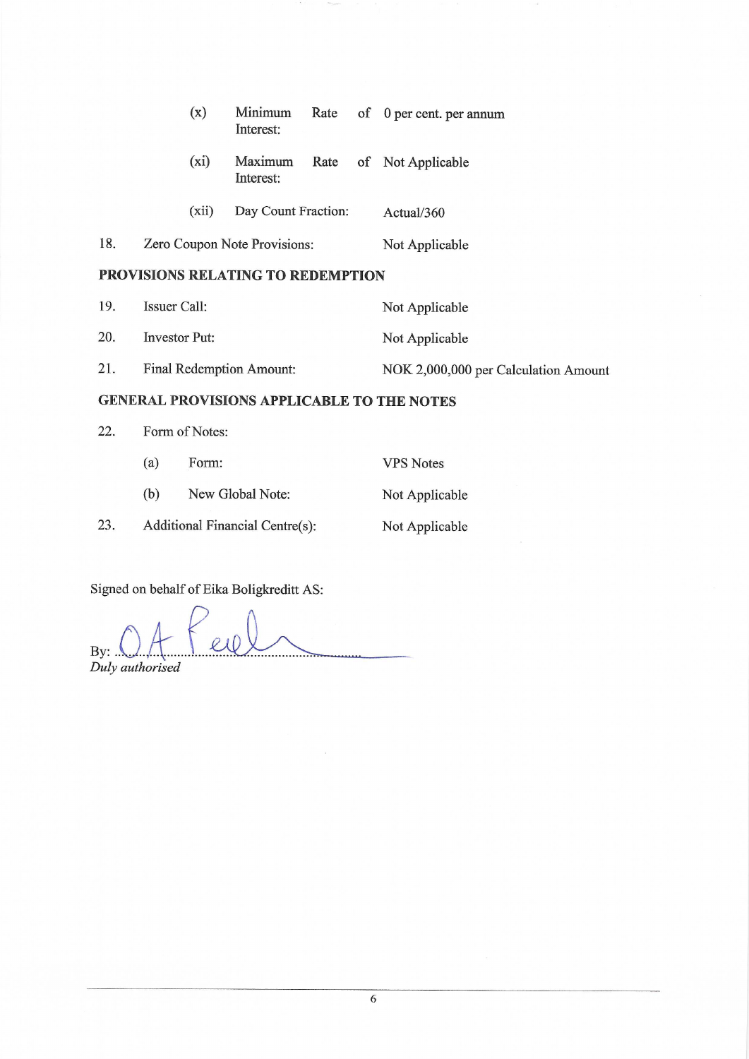| | | |
|---|---|---|
| | (x) Minimum Rate of Interest: | 0 per cent. per annum |
| | (xi) Maximum Rate of Interest: | Not Applicable |
| | (xii) Day Count Fraction: | Actual/360 |
| 18. | Zero Coupon Note Provisions: | Not Applicable |

**PROVISIONS RELATING TO REDEMPTION**

| | | |
|---|---|---|
| 19. | Issuer Call: | Not Applicable |
| 20. | Investor Put: | Not Applicable |
| 21. | Final Redemption Amount: | NOK 2,000,000 per Calculation Amount |

**GENERAL PROVISIONS APPLICABLE TO THE NOTES**

| | | |
|---|---|---|
| 22. | Form of Notes: | |
| | (a) Form: | VPS Notes |
| | (b) New Global Note: | Not Applicable |
| 23. | Additional Financial Centre(s): | Not Applicable |

Signed on behalf of Eika Boligkreditt AS:

By: ..........................................................

*Duly authorised*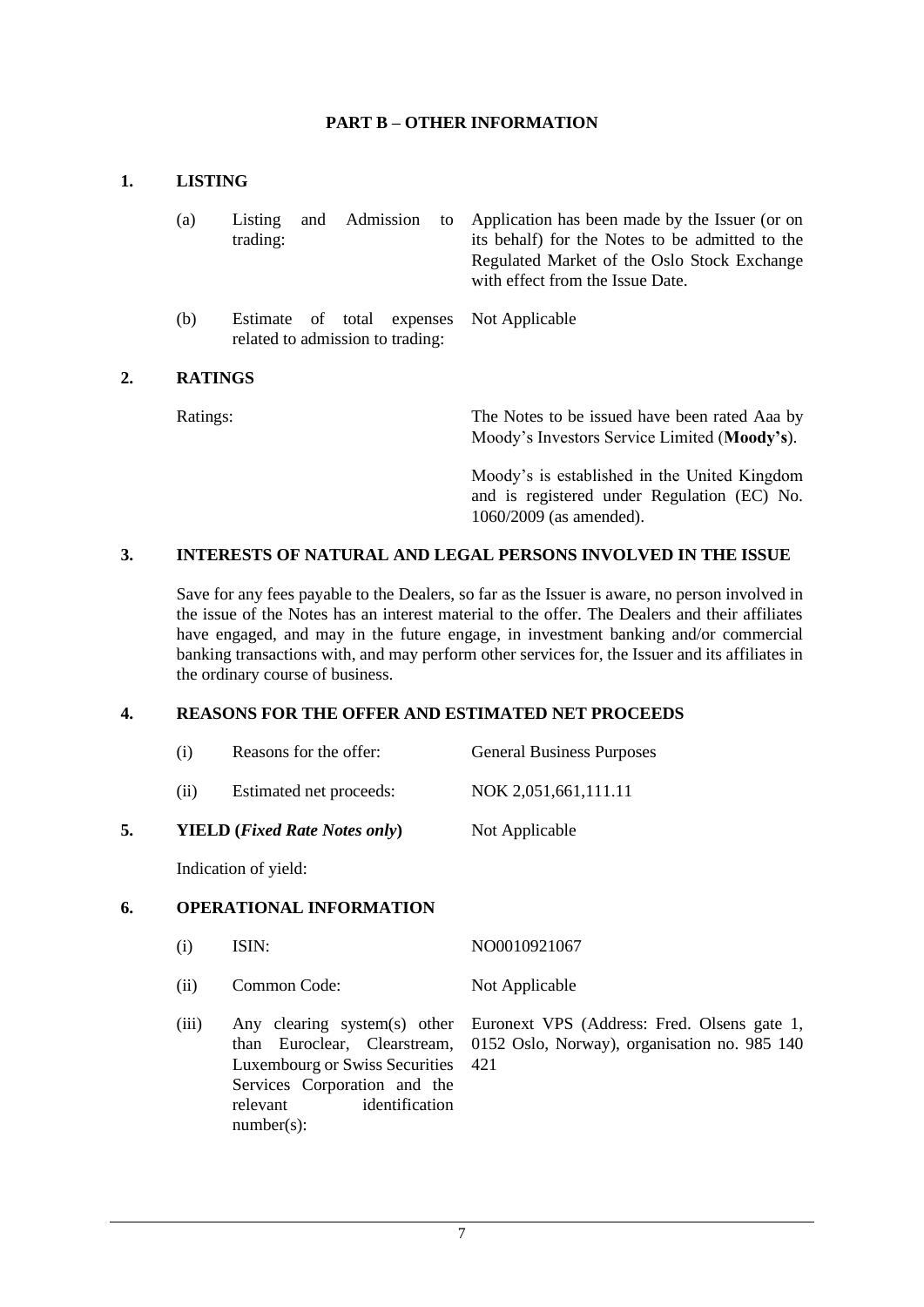## PART B – OTHER INFORMATION

### 1. LISTING

| | | |
|---|---|---|
| (a) | Listing and Admission to trading: | Application has been made by the Issuer (or on its behalf) for the Notes to be admitted to the Regulated Market of the Oslo Stock Exchange with effect from the Issue Date. |
| (b) | Estimate of total expenses related to admission to trading: | Not Applicable |

### 2. RATINGS

Ratings: The Notes to be issued have been rated Aaa by Moody's Investors Service Limited (**Moody's**).

Moody's is established in the United Kingdom and is registered under Regulation (EC) No. 1060/2009 (as amended).

### 3. INTERESTS OF NATURAL AND LEGAL PERSONS INVOLVED IN THE ISSUE

Save for any fees payable to the Dealers, so far as the Issuer is aware, no person involved in the issue of the Notes has an interest material to the offer. The Dealers and their affiliates have engaged, and may in the future engage, in investment banking and/or commercial banking transactions with, and may perform other services for, the Issuer and its affiliates in the ordinary course of business.

### 4. REASONS FOR THE OFFER AND ESTIMATED NET PROCEEDS

| | | |
|---|---|---|
| (i) | Reasons for the offer: | General Business Purposes |
| (ii) | Estimated net proceeds: | NOK 2,051,661,111.11 |

### 5. YIELD (*Fixed Rate Notes only*) — Not Applicable

Indication of yield:

### 6. OPERATIONAL INFORMATION

| | | |
|---|---|---|
| (i) | ISIN: | NO0010921067 |
| (ii) | Common Code: | Not Applicable |
| (iii) | Any clearing system(s) other than Euroclear, Clearstream, Luxembourg or Swiss Securities Services Corporation and the relevant identification number(s): | Euronext VPS (Address: Fred. Olsens gate 1, 0152 Oslo, Norway), organisation no. 985 140 421 |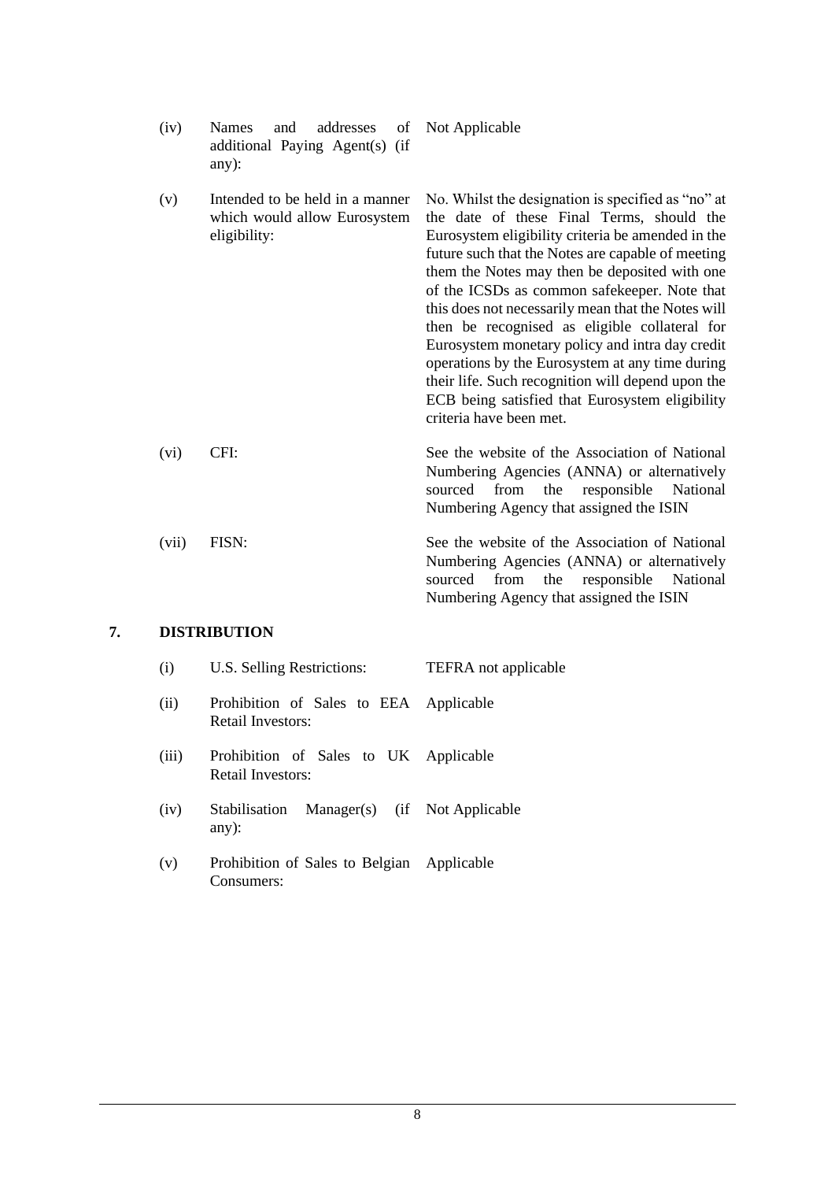| | | |
|---|---|---|
| (iv) | Names and addresses of additional Paying Agent(s) (if any): | Not Applicable |
| (v) | Intended to be held in a manner which would allow Eurosystem eligibility: | No. Whilst the designation is specified as "no" at the date of these Final Terms, should the Eurosystem eligibility criteria be amended in the future such that the Notes are capable of meeting them the Notes may then be deposited with one of the ICSDs as common safekeeper. Note that this does not necessarily mean that the Notes will then be recognised as eligible collateral for Eurosystem monetary policy and intra day credit operations by the Eurosystem at any time during their life. Such recognition will depend upon the ECB being satisfied that Eurosystem eligibility criteria have been met. |
| (vi) | CFI: | See the website of the Association of National Numbering Agencies (ANNA) or alternatively sourced from the responsible National Numbering Agency that assigned the ISIN |
| (vii) | FISN: | See the website of the Association of National Numbering Agencies (ANNA) or alternatively sourced from the responsible National Numbering Agency that assigned the ISIN |

## 7. DISTRIBUTION

| | | |
|---|---|---|
| (i) | U.S. Selling Restrictions: | TEFRA not applicable |
| (ii) | Prohibition of Sales to EEA Retail Investors: | Applicable |
| (iii) | Prohibition of Sales to UK Retail Investors: | Applicable |
| (iv) | Stabilisation Manager(s) (if any): | Not Applicable |
| (v) | Prohibition of Sales to Belgian Consumers: | Applicable |